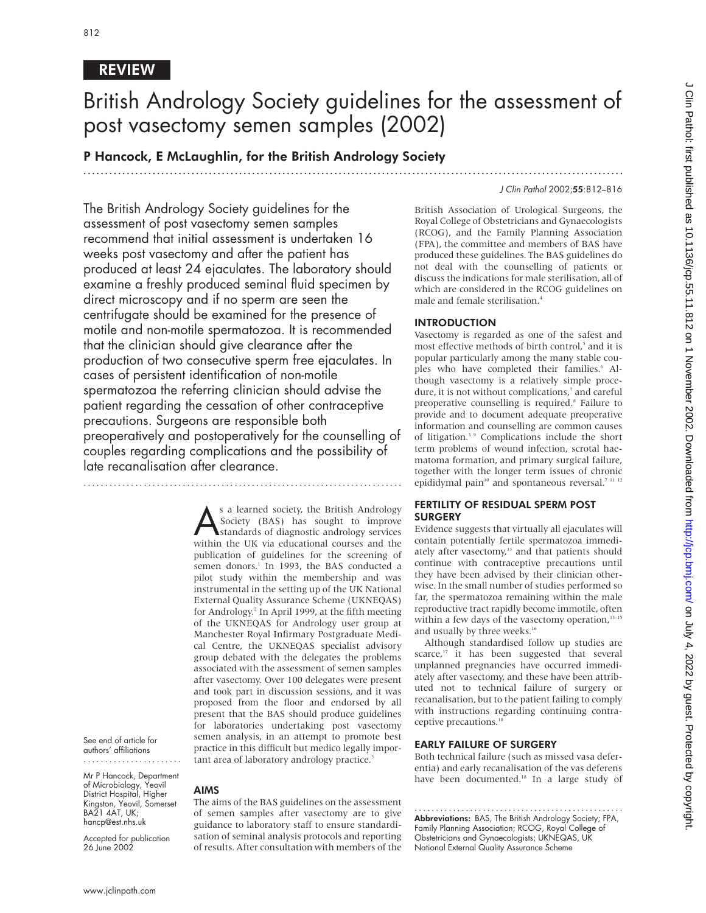REVIEW

# British Andrology Society guidelines for the assessment of post vasectomy semen samples (2002)

## P Hancock, E McLaughlin, for the British Andrology Society

The British Andrology Society guidelines for the assessment of post vasectomy semen samples recommend that initial assessment is undertaken 16 weeks post vasectomy and after the patient has produced at least 24 ejaculates. The laboratory should examine a freshly produced seminal fluid specimen by direct microscopy and if no sperm are seen the centrifugate should be examined for the presence of motile and non-motile spermatozoa. It is recommended that the clinician should give clearance after the production of two consecutive sperm free ejaculates. In cases of persistent identification of non-motile spermatozoa the referring clinician should advise the patient regarding the cessation of other contraceptive precautions. Surgeons are responsible both preoperatively and postoperatively for the counselling of couples regarding complications and the possibility of late recanalisation after clearance.

As a learned society, the British Andrology Society (BAS) has sought to improve standards of diagnostic andrology services within the UK via educational courses and the publication of guidelines for the screening of semen donors.[1] In 1993, the BAS conducted a pilot study within the membership and was instrumental in the setting up of the UK National External Quality Assurance Scheme (UKNEQAS) for Andrology.[2] In April 1999, at the fifth meeting of the UKNEQAS for Andrology user group at Manchester Royal Infirmary Postgraduate Medical Centre, the UKNEQAS specialist advisory group debated with the delegates the problems associated with the assessment of semen samples after vasectomy. Over 100 delegates were present and took part in discussion sessions, and it was proposed from the floor and endorsed by all present that the BAS should produce guidelines for laboratories undertaking post vasectomy semen analysis, in an attempt to promote best practice in this difficult but medico legally important area of laboratory andrology practice.[3]

See end of article for authors' affiliations

Mr P Hancock, Department of Microbiology, Yeovil District Hospital, Higher Kingston, Yeovil, Somerset BA21 4AT, UK; hancp@est.nhs.uk

Accepted for publication 26 June 2002

## AIMS

The aims of the BAS guidelines on the assessment of semen samples after vasectomy are to give guidance to laboratory staff to ensure standardisation of seminal analysis protocols and reporting of results. After consultation with members of the British Association of Urological Surgeons, the Royal College of Obstetricians and Gynaecologists (RCOG), and the Family Planning Association (FPA), the committee and members of BAS have produced these guidelines. The BAS guidelines do not deal with the counselling of patients or discuss the indications for male sterilisation, all of which are considered in the RCOG guidelines on male and female sterilisation.[4]

## INTRODUCTION

Vasectomy is regarded as one of the safest and most effective methods of birth control,[5] and it is popular particularly among the many stable couples who have completed their families.[6] Although vasectomy is a relatively simple procedure, it is not without complications,[7] and careful preoperative counselling is required.[8] Failure to provide and to document adequate preoperative information and counselling are common causes of litigation.[3,9] Complications include the short term problems of wound infection, scrotal haematoma formation, and primary surgical failure, together with the longer term issues of chronic epididymal pain[10] and spontaneous reversal.[7,11,12]

## FERTILITY OF RESIDUAL SPERM POST SURGERY

Evidence suggests that virtually all ejaculates will contain potentially fertile spermatozoa immediately after vasectomy,[13] and that patients should continue with contraceptive precautions until they have been advised by their clinician otherwise. In the small number of studies performed so far, the spermatozoa remaining within the male reproductive tract rapidly become immotile, often within a few days of the vasectomy operation,[13–15] and usually by three weeks.[16]

Although standardised follow up studies are scarce,[17] it has been suggested that several unplanned pregnancies have occurred immediately after vasectomy, and these have been attributed not to technical failure of surgery or recanalisation, but to the patient failing to comply with instructions regarding continuing contraceptive precautions.[10]

## EARLY FAILURE OF SURGERY

Both technical failure (such as missed vasa deferentia) and early recanalisation of the vas deferens have been documented.[18] In a large study of

**Abbreviations:** BAS, The British Andrology Society; FPA, Family Planning Association; RCOG, Royal College of Obstetricians and Gynaecologists; UKNEQAS, UK National External Quality Assurance Scheme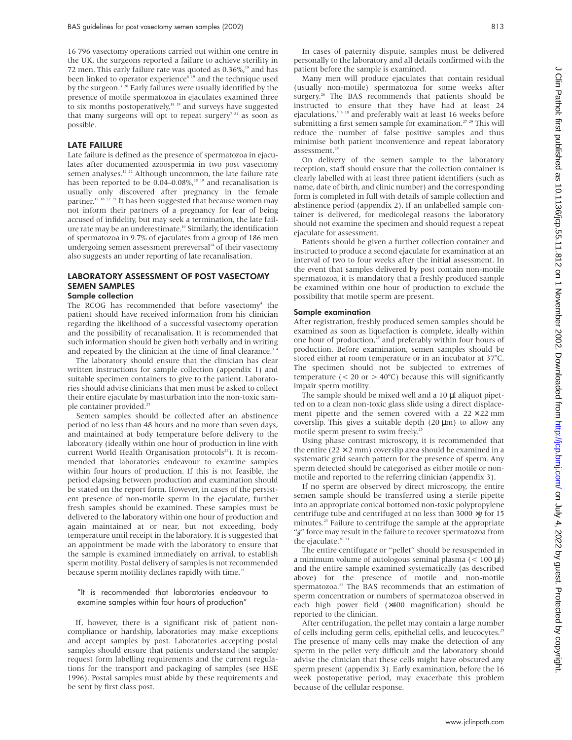16 796 vasectomy operations carried out within one centre in the UK, the surgeons reported a failure to achieve sterility in 72 men. This early failure rate was quoted as 0.36%,[19] and has been linked to operator experience[8 19] and the technique used by the surgeon.[3 20] Early failures were usually identified by the presence of motile spermatozoa in ejaculates examined three to six months postoperatively,[18 19] and surveys have suggested that many surgeons will opt to repeat surgery[7 21] as soon as possible.

## LATE FAILURE

Late failure is defined as the presence of spermatozoa in ejaculates after documented azoospermia in two post vasectomy semen analyses.[12 22] Although uncommon, the late failure rate has been reported to be 0.04–0.08%,[18 19] and recanalisation is usually only discovered after pregnancy in the female partner.[12 18 22 23] It has been suggested that because women may not inform their partners of a pregnancy for fear of being accused of infidelity, but may seek a termination, the late failure rate may be an underestimate.[10] Similarly, the identification of spermatozoa in 9.7% of ejaculates from a group of 186 men undergoing semen assessment prereversal[24] of their vasectomy also suggests an under reporting of late recanalisation.

## LABORATORY ASSESSMENT OF POST VASECTOMY SEMEN SAMPLES

### Sample collection

The RCOG has recommended that before vasectomy[4] the patient should have received information from his clinician regarding the likelihood of a successful vasectomy operation and the possibility of recanalisation. It is recommended that such information should be given both verbally and in writing and repeated by the clinician at the time of final clearance.[3 4]

The laboratory should ensure that the clinician has clear written instructions for sample collection (appendix 1) and suitable specimen containers to give to the patient. Laboratories should advise clinicians that men must be asked to collect their entire ejaculate by masturbation into the non-toxic sample container provided.[25]

Semen samples should be collected after an abstinence period of no less than 48 hours and no more than seven days, and maintained at body temperature before delivery to the laboratory (ideally within one hour of production in line with current World Health Organisation protocols[25]). It is recommended that laboratories endeavour to examine samples within four hours of production. If this is not feasible, the period elapsing between production and examination should be stated on the report form. However, in cases of the persistent presence of non-motile sperm in the ejaculate, further fresh samples should be examined. These samples must be delivered to the laboratory within one hour of production and again maintained at or near, but not exceeding, body temperature until receipt in the laboratory. It is suggested that an appointment be made with the laboratory to ensure that the sample is examined immediately on arrival, to establish sperm motility. Postal delivery of samples is not recommended because sperm motility declines rapidly with time.[25]

> "It is recommended that laboratories endeavour to examine samples within four hours of production"

If, however, there is a significant risk of patient noncompliance or hardship, laboratories may make exceptions and accept samples by post. Laboratories accepting postal samples should ensure that patients understand the sample/request form labelling requirements and the current regulations for the transport and packaging of samples (see HSE 1996). Postal samples must abide by these requirements and be sent by first class post.

In cases of paternity dispute, samples must be delivered personally to the laboratory and all details confirmed with the patient before the sample is examined.

Many men will produce ejaculates that contain residual (usually non-motile) spermatozoa for some weeks after surgery.[26] The BAS recommends that patients should be instructed to ensure that they have had at least 24 ejaculations,[5 6 18] and preferably wait at least 16 weeks before submitting a first semen sample for examination.[27–29] This will reduce the number of false positive samples and thus minimise both patient inconvenience and repeat laboratory assessment.[28]

On delivery of the semen sample to the laboratory reception, staff should ensure that the collection container is clearly labelled with at least three patient identifiers (such as name, date of birth, and clinic number) and the corresponding form is completed in full with details of sample collection and abstinence period (appendix 2). If an unlabelled sample container is delivered, for medicolegal reasons the laboratory should not examine the specimen and should request a repeat ejaculate for assessment.

Patients should be given a further collection container and instructed to produce a second ejaculate for examination at an interval of two to four weeks after the initial assessment. In the event that samples delivered by post contain non-motile spermatozoa, it is mandatory that a freshly produced sample be examined within one hour of production to exclude the possibility that motile sperm are present.

### Sample examination

After registration, freshly produced semen samples should be examined as soon as liquefaction is complete, ideally within one hour of production,[25] and preferably within four hours of production. Before examination, semen samples should be stored either at room temperature or in an incubator at 37°C. The specimen should not be subjected to extremes of temperature (< 20 or > 40°C) because this will significantly impair sperm motility.

The sample should be mixed well and a 10 μl aliquot pipetted on to a clean non-toxic glass slide using a direct displacement pipette and the semen covered with a 22 × 22 mm coverslip. This gives a suitable depth (20 μm) to allow any motile sperm present to swim freely.[25]

Using phase contrast microscopy, it is recommended that the entire (22 × 2 mm) coverslip area should be examined in a systematic grid search pattern for the presence of sperm. Any sperm detected should be categorised as either motile or non-motile and reported to the referring clinician (appendix 3).

If no sperm are observed by direct microscopy, the entire semen sample should be transferred using a sterile pipette into an appropriate conical bottomed non-toxic polypropylene centrifuge tube and centrifuged at no less than 3000 ×*g* for 15 minutes.[25] Failure to centrifuge the sample at the appropriate "*g*" force may result in the failure to recover spermatozoa from the ejaculate.[30 31]

The entire centifugate or "pellet" should be resuspended in a minimum volume of autologous seminal plasma (< 100 μl) and the entire sample examined systematically (as described above) for the presence of motile and non-motile spermatozoa.[25] The BAS recommends that an estimation of sperm concentration or numbers of spermatozoa observed in each high power field (×400 magnification) should be reported to the clinician.

After centrifugation, the pellet may contain a large number of cells including germ cells, epithelial cells, and leucocytes.[25] The presence of many cells may make the detection of any sperm in the pellet very difficult and the laboratory should advise the clinician that these cells might have obscured any sperm present (appendix 3). Early examination, before the 16 week postoperative period, may exacerbate this problem because of the cellular response.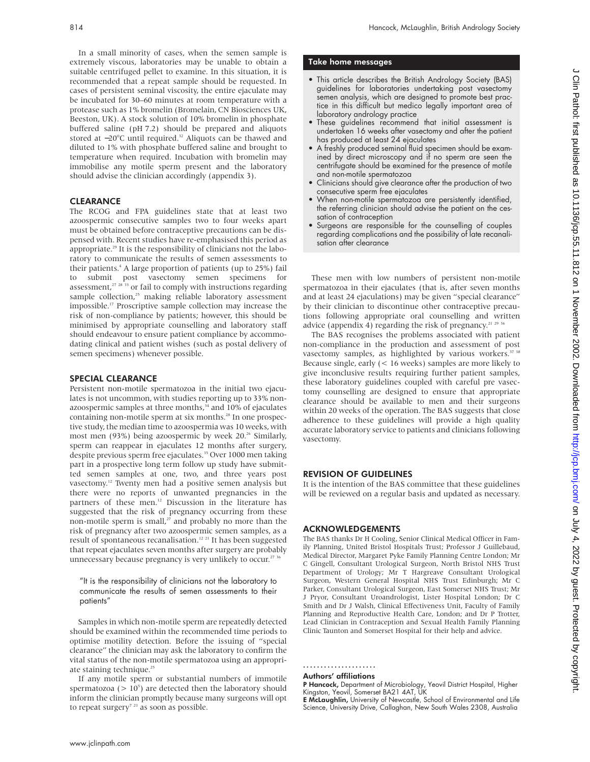In a small minority of cases, when the semen sample is extremely viscous, laboratories may be unable to obtain a suitable centrifuged pellet to examine. In this situation, it is recommended that a repeat sample should be requested. In cases of persistent seminal viscosity, the entire ejaculate may be incubated for 30–60 minutes at room temperature with a protease such as 1% bromelin (Bromelain, CN Biosciences UK, Beeston, UK). A stock solution of 10% bromelin in phosphate buffered saline (pH 7.2) should be prepared and aliquots stored at −20°C until required.[32] Aliquots can be thawed and diluted to 1% with phosphate buffered saline and brought to temperature when required. Incubation with bromelin may immobilise any motile sperm present and the laboratory should advise the clinician accordingly (appendix 3).

## CLEARANCE

The RCOG and FPA guidelines state that at least two azoospermic consecutive samples two to four weeks apart must be obtained before contraceptive precautions can be dispensed with. Recent studies have re-emphasised this period as appropriate.[29] It is the responsibility of clinicians not the laboratory to communicate the results of semen assessments to their patients.[4] A large proportion of patients (up to 25%) fail to submit post vasectomy semen specimens for assessment,[27 28 33] or fail to comply with instructions regarding sample collection,[25] making reliable laboratory assessment impossible.[17] Proscriptive sample collection may increase the risk of non-compliance by patients; however, this should be minimised by appropriate counselling and laboratory staff should endeavour to ensure patient compliance by accommodating clinical and patient wishes (such as postal delivery of semen specimens) whenever possible.

## SPECIAL CLEARANCE

Persistent non-motile spermatozoa in the initial two ejaculates is not uncommon, with studies reporting up to 33% non-azoospermic samples at three months,[34] and 10% of ejaculates containing non-motile sperm at six months.[28] In one prospective study, the median time to azoospermia was 10 weeks, with most men (93%) being azoospermic by week 20.[26] Similarly, sperm can reappear in ejaculates 12 months after surgery, despite previous sperm free ejaculates.[35] Over 1000 men taking part in a prospective long term follow up study have submitted semen samples at one, two, and three years post vasectomy.[12] Twenty men had a positive semen analysis but there were no reports of unwanted pregnancies in the partners of these men.[12] Discussion in the literature has suggested that the risk of pregnancy occurring from these non-motile sperm is small,[27] and probably no more than the risk of pregnancy after two azoospermic semen samples, as a result of spontaneous recanalisation.[12 21] It has been suggested that repeat ejaculates seven months after surgery are probably unnecessary because pregnancy is very unlikely to occur.[27 36]

> "It is the responsibility of clinicians not the laboratory to communicate the results of semen assessments to their patients"

Samples in which non-motile sperm are repeatedly detected should be examined within the recommended time periods to optimise motility detection. Before the issuing of "special clearance" the clinician may ask the laboratory to confirm the vital status of the non-motile spermatozoa using an appropriate staining technique.[25]

If any motile sperm or substantial numbers of immotile spermatozoa ($> 10^5$) are detected then the laboratory should inform the clinician promptly because many surgeons will opt to repeat surgery[7 21] as soon as possible.

### Take home messages

- This article describes the British Andrology Society (BAS) guidelines for laboratories undertaking post vasectomy semen analysis, which are designed to promote best practice in this difficult but medico legally important area of laboratory andrology practice
- These guidelines recommend that initial assessment is undertaken 16 weeks after vasectomy and after the patient has produced at least 24 ejaculates
- A freshly produced seminal fluid specimen should be examined by direct microscopy and if no sperm are seen the centrifugate should be examined for the presence of motile and non-motile spermatozoa
- Clinicians should give clearance after the production of two consecutive sperm free ejaculates
- When non-motile spermatozoa are persistently identified, the referring clinician should advise the patient on the cessation of contraception
- Surgeons are responsible for the counselling of couples regarding complications and the possibility of late recanalisation after clearance

These men with low numbers of persistent non-motile spermatozoa in their ejaculates (that is, after seven months and at least 24 ejaculations) may be given "special clearance" by their clinician to discontinue other contraceptive precautions following appropriate oral counselling and written advice (appendix 4) regarding the risk of pregnancy.[21 29 36]

The BAS recognises the problems associated with patient non-compliance in the production and assessment of post vasectomy samples, as highlighted by various workers.[37 38] Because single, early (< 16 weeks) samples are more likely to give inconclusive results requiring further patient samples, these laboratory guidelines coupled with careful pre vasectomy counselling are designed to ensure that appropriate clearance should be available to men and their surgeons within 20 weeks of the operation. The BAS suggests that close adherence to these guidelines will provide a high quality accurate laboratory service to patients and clinicians following vasectomy.

## REVISION OF GUIDELINES

It is the intention of the BAS committee that these guidelines will be reviewed on a regular basis and updated as necessary.

## ACKNOWLEDGEMENTS

The BAS thanks Dr H Cooling, Senior Clinical Medical Officer in Family Planning, United Bristol Hospitals Trust; Professor J Guillebaud, Medical Director, Margaret Pyke Family Planning Centre London; Mr C Gingell, Consultant Urological Surgeon, North Bristol NHS Trust Department of Urology; Mr T Hargreave Consultant Urological Surgeon, Western General Hospital NHS Trust Edinburgh; Mr C Parker, Consultant Urological Surgeon, East Somerset NHS Trust; Mr J Pryor, Consultant Uroandrologist, Lister Hospital London; Dr C Smith and Dr J Walsh, Clinical Effectiveness Unit, Faculty of Family Planning and Reproductive Health Care, London; and Dr P Trotter, Lead Clinician in Contraception and Sexual Health Family Planning Clinic Taunton and Somerset Hospital for their help and advice.

### Authors' affiliations

**P Hancock,** Department of Microbiology, Yeovil District Hospital, Higher Kingston, Yeovil, Somerset BA21 4AT, UK
**E McLaughlin,** University of Newcastle, School of Environmental and Life Science, University Drive, Callaghan, New South Wales 2308, Australia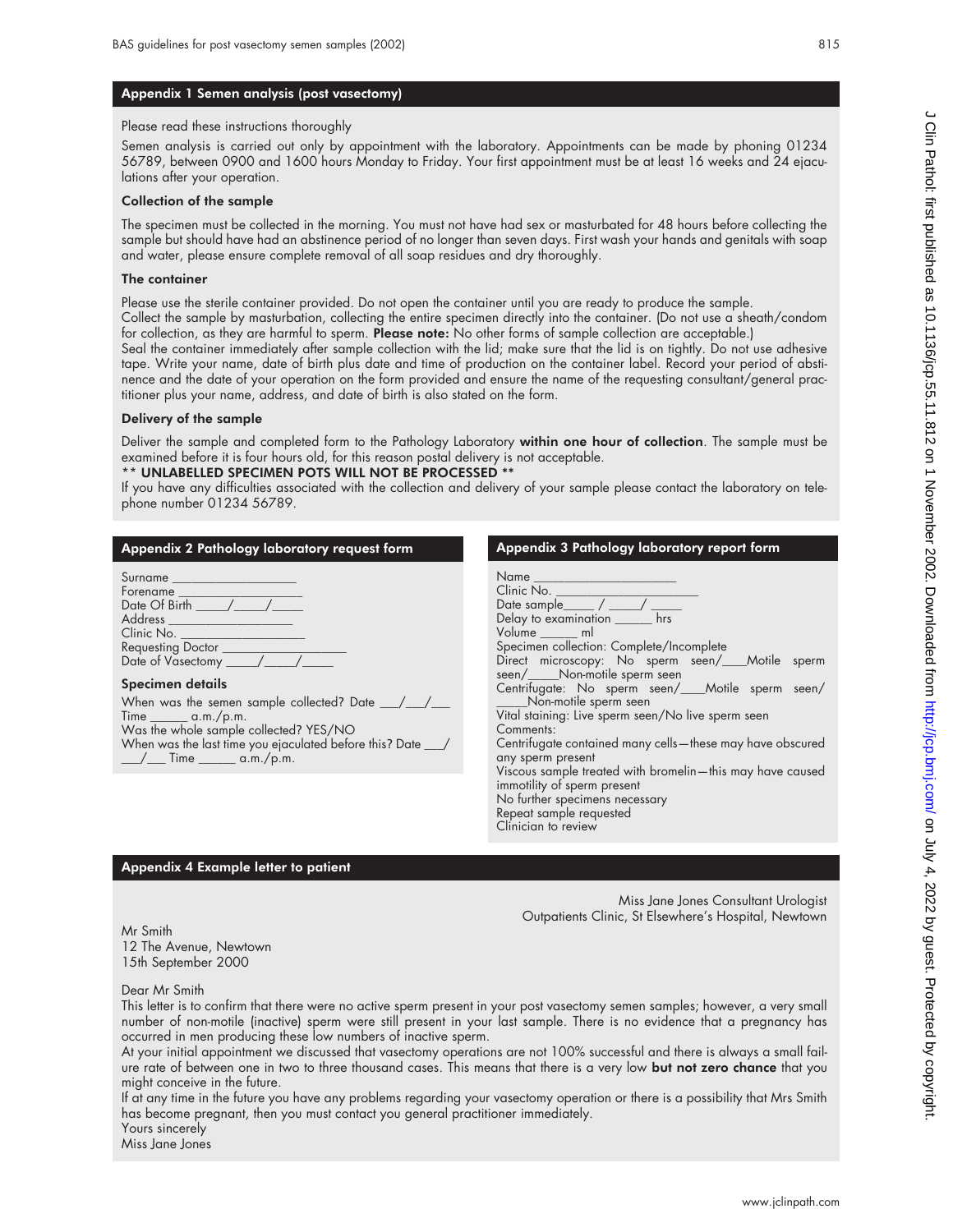## Appendix 1 Semen analysis (post vasectomy)

Please read these instructions thoroughly

Semen analysis is carried out only by appointment with the laboratory. Appointments can be made by phoning 01234 56789, between 0900 and 1600 hours Monday to Friday. Your first appointment must be at least 16 weeks and 24 ejaculations after your operation.

### Collection of the sample

The specimen must be collected in the morning. You must not have had sex or masturbated for 48 hours before collecting the sample but should have had an abstinence period of no longer than seven days. First wash your hands and genitals with soap and water, please ensure complete removal of all soap residues and dry thoroughly.

### The container

Please use the sterile container provided. Do not open the container until you are ready to produce the sample.

Collect the sample by masturbation, collecting the entire specimen directly into the container. (Do not use a sheath/condom for collection, as they are harmful to sperm. **Please note:** No other forms of sample collection are acceptable.)

Seal the container immediately after sample collection with the lid; make sure that the lid is on tightly. Do not use adhesive tape. Write your name, date of birth plus date and time of production on the container label. Record your period of abstinence and the date of your operation on the form provided and ensure the name of the requesting consultant/general practitioner plus your name, address, and date of birth is also stated on the form.

### Delivery of the sample

Deliver the sample and completed form to the Pathology Laboratory **within one hour of collection**. The sample must be examined before it is four hours old, for this reason postal delivery is not acceptable.

**** UNLABELLED SPECIMEN POTS WILL NOT BE PROCESSED ****

If you have any difficulties associated with the collection and delivery of your sample please contact the laboratory on telephone number 01234 56789.

## Appendix 2 Pathology laboratory request form

Surname ____________________
Forename ____________________
Date Of Birth _____/_____/_____
Address ____________________
Clinic No. ____________________
Requesting Doctor ____________________
Date of Vasectomy _____/_____/_____

### Specimen details

When was the semen sample collected? Date ___/___/___
Time ______ a.m./p.m.
Was the whole sample collected? YES/NO
When was the last time you ejaculated before this? Date ___/___/___ Time ______ a.m./p.m.

## Appendix 3 Pathology laboratory report form

Name ____________________
Clinic No. ____________________
Date sample_____ / _____/ _____
Delay to examination ______ hrs
Volume ______ ml
Specimen collection: Complete/Incomplete
Direct microscopy: No sperm seen/___Motile sperm seen/_____Non-motile sperm seen
Centrifugate: No sperm seen/___Motile sperm seen/_____Non-motile sperm seen
Vital staining: Live sperm seen/No live sperm seen
Comments:
Centrifugate contained many cells—these may have obscured any sperm present
Viscous sample treated with bromelin—this may have caused immotility of sperm present
No further specimens necessary
Repeat sample requested
Clinician to review

## Appendix 4 Example letter to patient

Miss Jane Jones Consultant Urologist
Outpatients Clinic, St Elsewhere's Hospital, Newtown

Mr Smith
12 The Avenue, Newtown
15th September 2000

Dear Mr Smith

This letter is to confirm that there were no active sperm present in your post vasectomy semen samples; however, a very small number of non-motile (inactive) sperm were still present in your last sample. There is no evidence that a pregnancy has occurred in men producing these low numbers of inactive sperm.

At your initial appointment we discussed that vasectomy operations are not 100% successful and there is always a small failure rate of between one in two to three thousand cases. This means that there is a very low **but not zero chance** that you might conceive in the future.

If at any time in the future you have any problems regarding your vasectomy operation or there is a possibility that Mrs Smith has become pregnant, then you must contact you general practitioner immediately.

Yours sincerely
Miss Jane Jones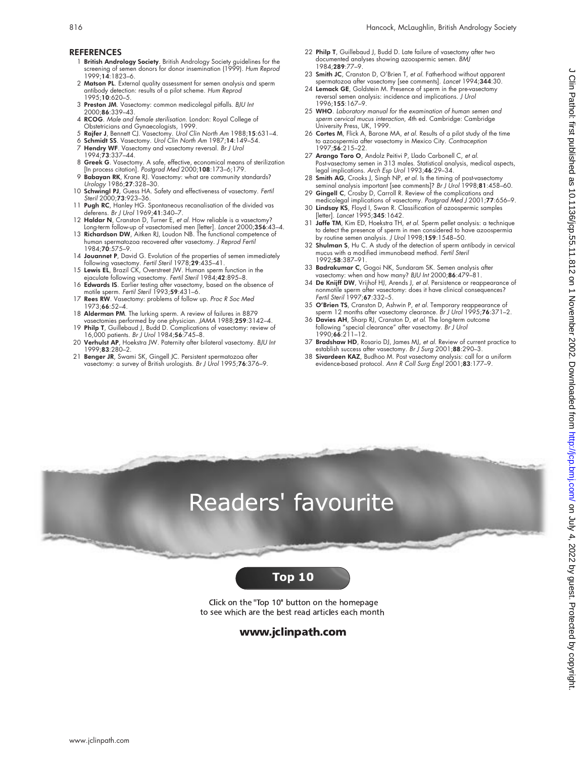## REFERENCES

1. **British Andrology Society**. British Andrology Society guidelines for the screening of semen donors for donor insemination (1999). *Hum Reprod* 1999;**14**:1823–6.
2. **Matson PL**. External quality assessment for semen analysis and sperm antibody detection: results of a pilot scheme. *Hum Reprod* 1995;**10**:620–5.
3. **Preston JM**. Vasectomy: common medicolegal pitfalls. *BJU Int* 2000;**86**:339–43.
4. **RCOG**. *Male and female sterilisation*. London: Royal College of Obstetricians and Gynaecologists, 1999.
5. **Rajfer J**, Bennett CJ. Vasectomy. *Urol Clin North Am* 1988;**15**:631–4.
6. **Schmidt SS**. Vasectomy. *Urol Clin North Am* 1987;**14**:149–54.
7. **Hendry WF**. Vasectomy and vasectomy reversal. *Br J Urol* 1994;**73**:337–44.
8. **Greek G**. Vasectomy. A safe, effective, economical means of sterilization [In process citation]. *Postgrad Med* 2000;**108**:173–6;179.
9. **Babayan RK**, Krane RJ. Vasectomy: what are community standards? *Urology* 1986;**27**:328–30.
10. **Schwingl PJ**, Guess HA. Safety and effectiveness of vasectomy. *Fertil Steril* 2000;**73**:923–36.
11. **Pugh RC**, Hanley HG. Spontaneous recanalisation of the divided vas deferens. *Br J Urol* 1969;**41**:340–7.
12. **Haldar N**, Cranston D, Turner E, *et al*. How reliable is a vasectomy? Long-term follow-up of vasectomised men [letter]. *Lancet* 2000;**356**:43–4.
13. **Richardson DW**, Aitken RJ, Loudon NB. The functional competence of human spermatozoa recovered after vasectomy. *J Reprod Fertil* 1984;**70**:575–9.
14. **Jouannet P**, David G. Evolution of the properties of semen immediately following vasectomy. *Fertil Steril* 1978;**29**:435–41.
15. **Lewis EL**, Brazil CK, Overstreet JW. Human sperm function in the ejaculate following vasectomy. *Fertil Steril* 1984;**42**:895–8.
16. **Edwards IS**. Earlier testing after vasectomy, based on the absence of motile sperm. *Fertil Steril* 1993;**59**:431–6.
17. **Rees RW**. Vasectomy: problems of follow up. *Proc R Soc Med* 1973;**66**:52–4.
18. **Alderman PM**. The lurking sperm. A review of failures in 8879 vasectomies performed by one physician. *JAMA* 1988;**259**:3142–4.
19. **Philp T**, Guillebaud J, Budd D. Complications of vasectomy: review of 16,000 patients. *Br J Urol* 1984;**56**:745–8.
20. **Verhulst AP**, Hoekstra JW. Paternity after bilateral vasectomy. *BJU Int* 1999;**83**:280–2.
21. **Benger JR**, Swami SK, Gingell JC. Persistent spermatozoa after vasectomy: a survey of British urologists. *Br J Urol* 1995;**76**:376–9.
22. **Philp T**, Guillebaud J, Budd D. Late failure of vasectomy after two documented analyses showing azoospermic semen. *BMJ* 1984;**289**:77–9.
23. **Smith JC**, Cranston D, O'Brien T, *et al*. Fatherhood without apparent spermatozoa after vasectomy [see comments]. *Lancet* 1994;**344**:30.
24. **Lemack GE**, Goldstein M. Presence of sperm in the pre-vasectomy reversal semen analysis: incidence and implications. *J Urol* 1996;**155**:167–9.
25. **WHO**. *Laboratory manual for the examination of human semen and sperm cervical mucus interaction*, 4th ed. Cambridge: Cambridge University Press, UK, 1999.
26. **Cortes M**, Flick A, Barone MA, *et al*. Results of a pilot study of the time to azoospermia after vasectomy in Mexico City. *Contraception* 1997;**56**:215–22.
27. **Arango Toro O**, Andolz Peitivi P, Llado Carbonell C, *et al*. Post-vasectomy semen in 313 males. Statistical analysis, medical aspects, legal implications. *Arch Esp Urol* 1993;**46**:29–34.
28. **Smith AG**, Crooks J, Singh NP, *et al*. Is the timing of post-vasectomy seminal analysis important [see comments]? *Br J Urol* 1998;**81**:458–60.
29. **Gingell C**, Crosby D, Carroll R. Review of the complications and medicolegal implications of vasectomy. *Postgrad Med J* 2001;**77**:656–9.
30. **Lindsay KS**, Floyd I, Swan R. Classification of azoospermic samples [letter]. *Lancet* 1995;**345**:1642.
31. **Jaffe TM**, Kim ED, Hoekstra TH, *et al*. Sperm pellet analysis: a technique to detect the presence of sperm in men considered to have azoospermia by routine semen analysis. *J Urol* 1998;**159**:1548–50.
32. **Shulman S**, Hu C. A study of the detection of sperm antibody in cervical mucus with a modified immunobead method. *Fertil Steril* 1992;**58**:387–91.
33. **Badrakumar C**, Gogoi NK, Sundaram SK. Semen analysis after vasectomy: when and how many? *BJU Int* 2000;**86**:479–81.
34. **De Knijff DW**, Vrijhof HJ, Arends J, *et al*. Persistence or reappearance of nonmotile sperm after vasectomy: does it have clinical consequences? *Fertil Steril* 1997;**67**:332–5.
35. **O'Brien TS**, Cranston D, Ashwin P, *et al*. Temporary reappearance of sperm 12 months after vasectomy clearance. *Br J Urol* 1995;**76**:371–2.
36. **Davies AH**, Sharp RJ, Cranston D, *et al*. The long-term outcome following "special clearance" after vasectomy. *Br J Urol* 1990;**66**:211–12.
37. **Bradshaw HD**, Rosario DJ, James MJ, *et al*. Review of current practice to establish success after vasectomy. *Br J Surg* 2001;**88**:290–3.
38. **Sivardeen KAZ**, Budhoo M. Post vasectomy analysis: call for a uniform evidence-based protocol. *Ann R Coll Surg Engl* 2001;**83**:177–9.

Readers' favourite

Top 10

Click on the "Top 10" button on the homepage to see which are the best read articles each month

**www.jclinpath.com**